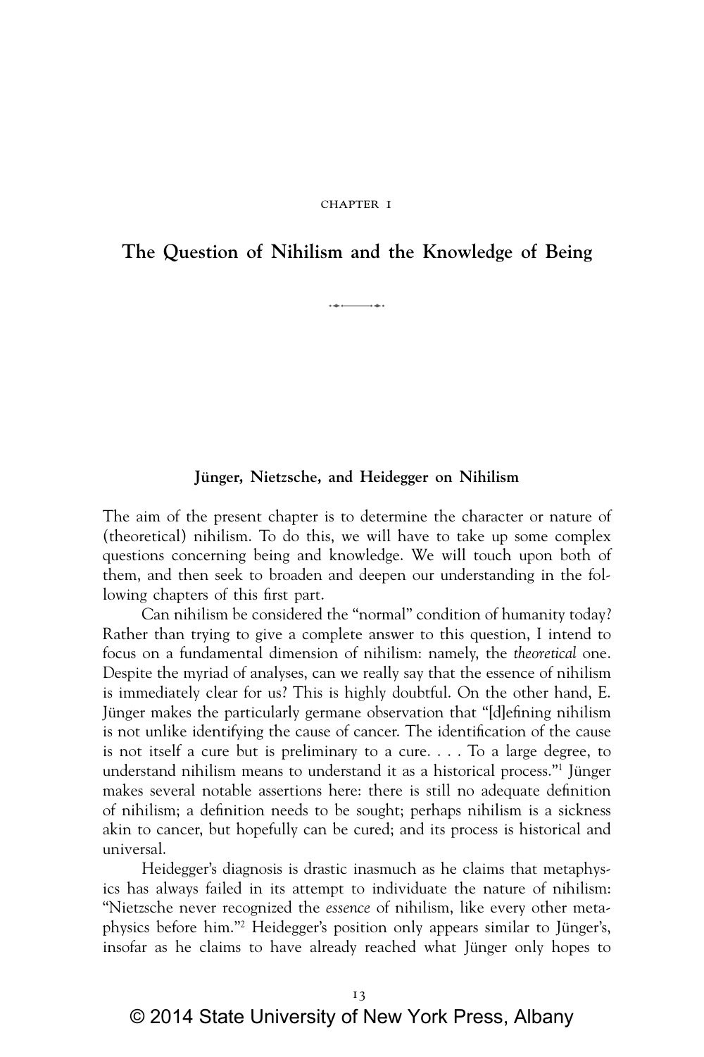CHAPTER 1

# The Question of Nihilism and the Knowledge of Being

## Jünger, Nietzsche, and Heidegger on Nihilism

The aim of the present chapter is to determine the character or nature of (theoretical) nihilism. To do this, we will have to take up some complex questions concerning being and knowledge. We will touch upon both of them, and then seek to broaden and deepen our understanding in the following chapters of this first part.

Can nihilism be considered the "normal" condition of humanity today? Rather than trying to give a complete answer to this question, I intend to focus on a fundamental dimension of nihilism: namely, the *theoretical* one. Despite the myriad of analyses, can we really say that the essence of nihilism is immediately clear for us? This is highly doubtful. On the other hand, E. Jünger makes the particularly germane observation that "[d]efining nihilism is not unlike identifying the cause of cancer. The identification of the cause is not itself a cure but is preliminary to a cure. . . . To a large degree, to understand nihilism means to understand it as a historical process."[1] Jünger makes several notable assertions here: there is still no adequate definition of nihilism; a definition needs to be sought; perhaps nihilism is a sickness akin to cancer, but hopefully can be cured; and its process is historical and universal.

Heidegger's diagnosis is drastic inasmuch as he claims that metaphysics has always failed in its attempt to individuate the nature of nihilism: "Nietzsche never recognized the *essence* of nihilism, like every other metaphysics before him."[2] Heidegger's position only appears similar to Jünger's, insofar as he claims to have already reached what Jünger only hopes to

© 2014 State University of New York Press, Albany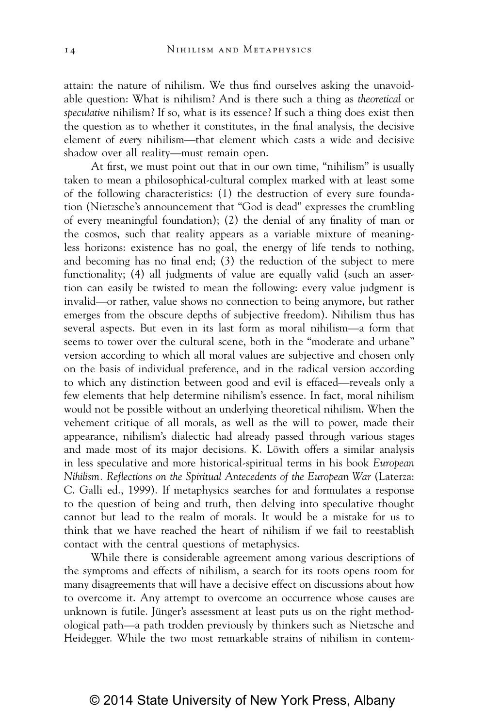attain: the nature of nihilism. We thus find ourselves asking the unavoidable question: What is nihilism? And is there such a thing as *theoretical* or *speculative* nihilism? If so, what is its essence? If such a thing does exist then the question as to whether it constitutes, in the final analysis, the decisive element of *every* nihilism—that element which casts a wide and decisive shadow over all reality—must remain open.

At first, we must point out that in our own time, "nihilism" is usually taken to mean a philosophical-cultural complex marked with at least some of the following characteristics: (1) the destruction of every sure foundation (Nietzsche's announcement that "God is dead" expresses the crumbling of every meaningful foundation); (2) the denial of any finality of man or the cosmos, such that reality appears as a variable mixture of meaningless horizons: existence has no goal, the energy of life tends to nothing, and becoming has no final end; (3) the reduction of the subject to mere functionality; (4) all judgments of value are equally valid (such an assertion can easily be twisted to mean the following: every value judgment is invalid—or rather, value shows no connection to being anymore, but rather emerges from the obscure depths of subjective freedom). Nihilism thus has several aspects. But even in its last form as moral nihilism—a form that seems to tower over the cultural scene, both in the "moderate and urbane" version according to which all moral values are subjective and chosen only on the basis of individual preference, and in the radical version according to which any distinction between good and evil is effaced—reveals only a few elements that help determine nihilism's essence. In fact, moral nihilism would not be possible without an underlying theoretical nihilism. When the vehement critique of all morals, as well as the will to power, made their appearance, nihilism's dialectic had already passed through various stages and made most of its major decisions. K. Löwith offers a similar analysis in less speculative and more historical-spiritual terms in his book *European Nihilism. Reflections on the Spiritual Antecedents of the European War* (Laterza: C. Galli ed., 1999). If metaphysics searches for and formulates a response to the question of being and truth, then delving into speculative thought cannot but lead to the realm of morals. It would be a mistake for us to think that we have reached the heart of nihilism if we fail to reestablish contact with the central questions of metaphysics.

While there is considerable agreement among various descriptions of the symptoms and effects of nihilism, a search for its roots opens room for many disagreements that will have a decisive effect on discussions about how to overcome it. Any attempt to overcome an occurrence whose causes are unknown is futile. Jünger's assessment at least puts us on the right methodological path—a path trodden previously by thinkers such as Nietzsche and Heidegger. While the two most remarkable strains of nihilism in contem-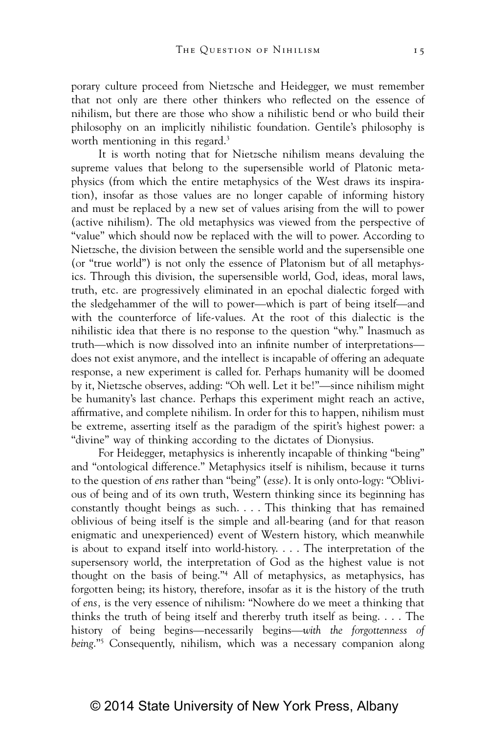porary culture proceed from Nietzsche and Heidegger, we must remember that not only are there other thinkers who reflected on the essence of nihilism, but there are those who show a nihilistic bend or who build their philosophy on an implicitly nihilistic foundation. Gentile's philosophy is worth mentioning in this regard.[3]

It is worth noting that for Nietzsche nihilism means devaluing the supreme values that belong to the supersensible world of Platonic metaphysics (from which the entire metaphysics of the West draws its inspiration), insofar as those values are no longer capable of informing history and must be replaced by a new set of values arising from the will to power (active nihilism). The old metaphysics was viewed from the perspective of "value" which should now be replaced with the will to power. According to Nietzsche, the division between the sensible world and the supersensible one (or "true world") is not only the essence of Platonism but of all metaphysics. Through this division, the supersensible world, God, ideas, moral laws, truth, etc. are progressively eliminated in an epochal dialectic forged with the sledgehammer of the will to power—which is part of being itself—and with the counterforce of life-values. At the root of this dialectic is the nihilistic idea that there is no response to the question "why." Inasmuch as truth—which is now dissolved into an infinite number of interpretations—does not exist anymore, and the intellect is incapable of offering an adequate response, a new experiment is called for. Perhaps humanity will be doomed by it, Nietzsche observes, adding: "Oh well. Let it be!"—since nihilism might be humanity's last chance. Perhaps this experiment might reach an active, affirmative, and complete nihilism. In order for this to happen, nihilism must be extreme, asserting itself as the paradigm of the spirit's highest power: a "divine" way of thinking according to the dictates of Dionysius.

For Heidegger, metaphysics is inherently incapable of thinking "being" and "ontological difference." Metaphysics itself is nihilism, because it turns to the question of *ens* rather than "being" (*esse*). It is only onto-logy: "Oblivious of being and of its own truth, Western thinking since its beginning has constantly thought beings as such. . . . This thinking that has remained oblivious of being itself is the simple and all-bearing (and for that reason enigmatic and unexperienced) event of Western history, which meanwhile is about to expand itself into world-history. . . . The interpretation of the supersensory world, the interpretation of God as the highest value is not thought on the basis of being."[4] All of metaphysics, as metaphysics, has forgotten being; its history, therefore, insofar as it is the history of the truth of *ens,* is the very essence of nihilism: "Nowhere do we meet a thinking that thinks the truth of being itself and thererby truth itself as being. . . . The history of being begins—necessarily begins—*with the forgottenness of being*."[5] Consequently, nihilism, which was a necessary companion along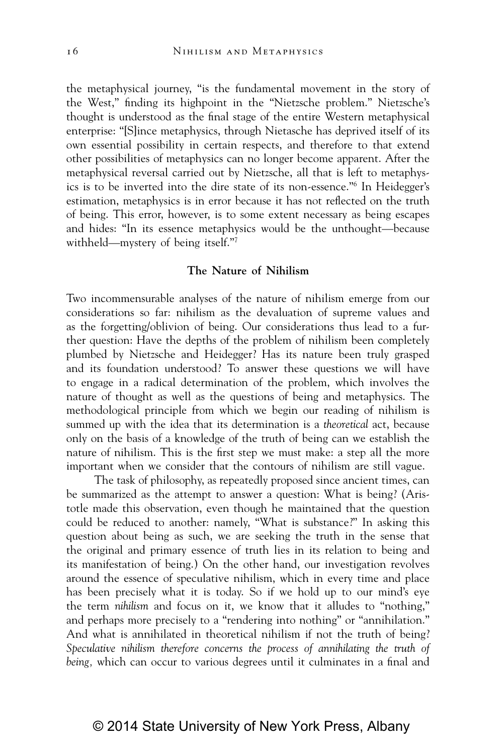the metaphysical journey, "is the fundamental movement in the story of the West," finding its highpoint in the "Nietzsche problem." Nietzsche's thought is understood as the final stage of the entire Western metaphysical enterprise: "[S]ince metaphysics, through Nietasche has deprived itself of its own essential possibility in certain respects, and therefore to that extend other possibilities of metaphysics can no longer become apparent. After the metaphysical reversal carried out by Nietzsche, all that is left to metaphysics is to be inverted into the dire state of its non-essence."[6] In Heidegger's estimation, metaphysics is in error because it has not reflected on the truth of being. This error, however, is to some extent necessary as being escapes and hides: "In its essence metaphysics would be the unthought—because withheld—mystery of being itself."[7]

### The Nature of Nihilism

Two incommensurable analyses of the nature of nihilism emerge from our considerations so far: nihilism as the devaluation of supreme values and as the forgetting/oblivion of being. Our considerations thus lead to a further question: Have the depths of the problem of nihilism been completely plumbed by Nietzsche and Heidegger? Has its nature been truly grasped and its foundation understood? To answer these questions we will have to engage in a radical determination of the problem, which involves the nature of thought as well as the questions of being and metaphysics. The methodological principle from which we begin our reading of nihilism is summed up with the idea that its determination is a *theoretical* act, because only on the basis of a knowledge of the truth of being can we establish the nature of nihilism. This is the first step we must make: a step all the more important when we consider that the contours of nihilism are still vague.

The task of philosophy, as repeatedly proposed since ancient times, can be summarized as the attempt to answer a question: What is being? (Aristotle made this observation, even though he maintained that the question could be reduced to another: namely, "What is substance?" In asking this question about being as such, we are seeking the truth in the sense that the original and primary essence of truth lies in its relation to being and its manifestation of being.) On the other hand, our investigation revolves around the essence of speculative nihilism, which in every time and place has been precisely what it is today. So if we hold up to our mind's eye the term *nihilism* and focus on it, we know that it alludes to "nothing," and perhaps more precisely to a "rendering into nothing" or "annihilation." And what is annihilated in theoretical nihilism if not the truth of being? *Speculative nihilism therefore concerns the process of annihilating the truth of being*, which can occur to various degrees until it culminates in a final and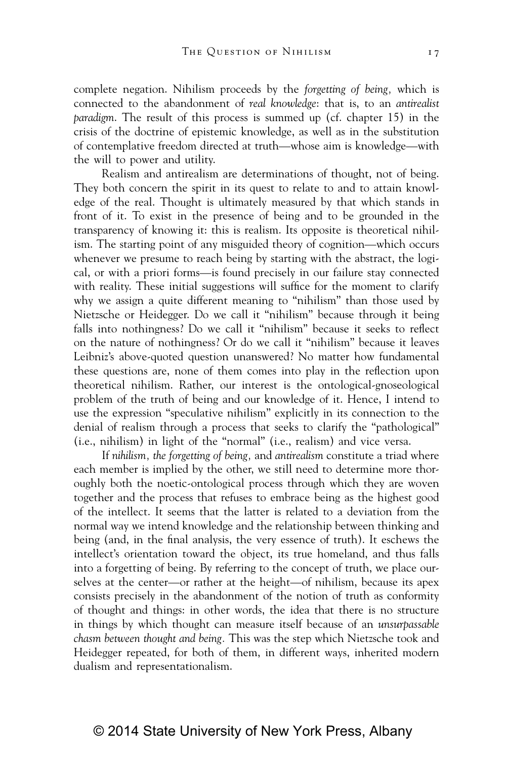complete negation. Nihilism proceeds by the *forgetting of being,* which is connected to the abandonment of *real knowledge*: that is, to an *antirealist paradigm*. The result of this process is summed up (cf. chapter 15) in the crisis of the doctrine of epistemic knowledge, as well as in the substitution of contemplative freedom directed at truth—whose aim is knowledge—with the will to power and utility.

Realism and antirealism are determinations of thought, not of being. They both concern the spirit in its quest to relate to and to attain knowledge of the real. Thought is ultimately measured by that which stands in front of it. To exist in the presence of being and to be grounded in the transparency of knowing it: this is realism. Its opposite is theoretical nihilism. The starting point of any misguided theory of cognition—which occurs whenever we presume to reach being by starting with the abstract, the logical, or with a priori forms—is found precisely in our failure stay connected with reality. These initial suggestions will suffice for the moment to clarify why we assign a quite different meaning to "nihilism" than those used by Nietzsche or Heidegger. Do we call it "nihilism" because through it being falls into nothingness? Do we call it "nihilism" because it seeks to reflect on the nature of nothingness? Or do we call it "nihilism" because it leaves Leibniz's above-quoted question unanswered? No matter how fundamental these questions are, none of them comes into play in the reflection upon theoretical nihilism. Rather, our interest is the ontological-gnoseological problem of the truth of being and our knowledge of it. Hence, I intend to use the expression "speculative nihilism" explicitly in its connection to the denial of realism through a process that seeks to clarify the "pathological" (i.e., nihilism) in light of the "normal" (i.e., realism) and vice versa.

If *nihilism, the forgetting of being,* and *antirealism* constitute a triad where each member is implied by the other, we still need to determine more thoroughly both the noetic-ontological process through which they are woven together and the process that refuses to embrace being as the highest good of the intellect. It seems that the latter is related to a deviation from the normal way we intend knowledge and the relationship between thinking and being (and, in the final analysis, the very essence of truth). It eschews the intellect's orientation toward the object, its true homeland, and thus falls into a forgetting of being. By referring to the concept of truth, we place ourselves at the center—or rather at the height—of nihilism, because its apex consists precisely in the abandonment of the notion of truth as conformity of thought and things: in other words, the idea that there is no structure in things by which thought can measure itself because of an *unsurpassable chasm between thought and being.* This was the step which Nietzsche took and Heidegger repeated, for both of them, in different ways, inherited modern dualism and representationalism.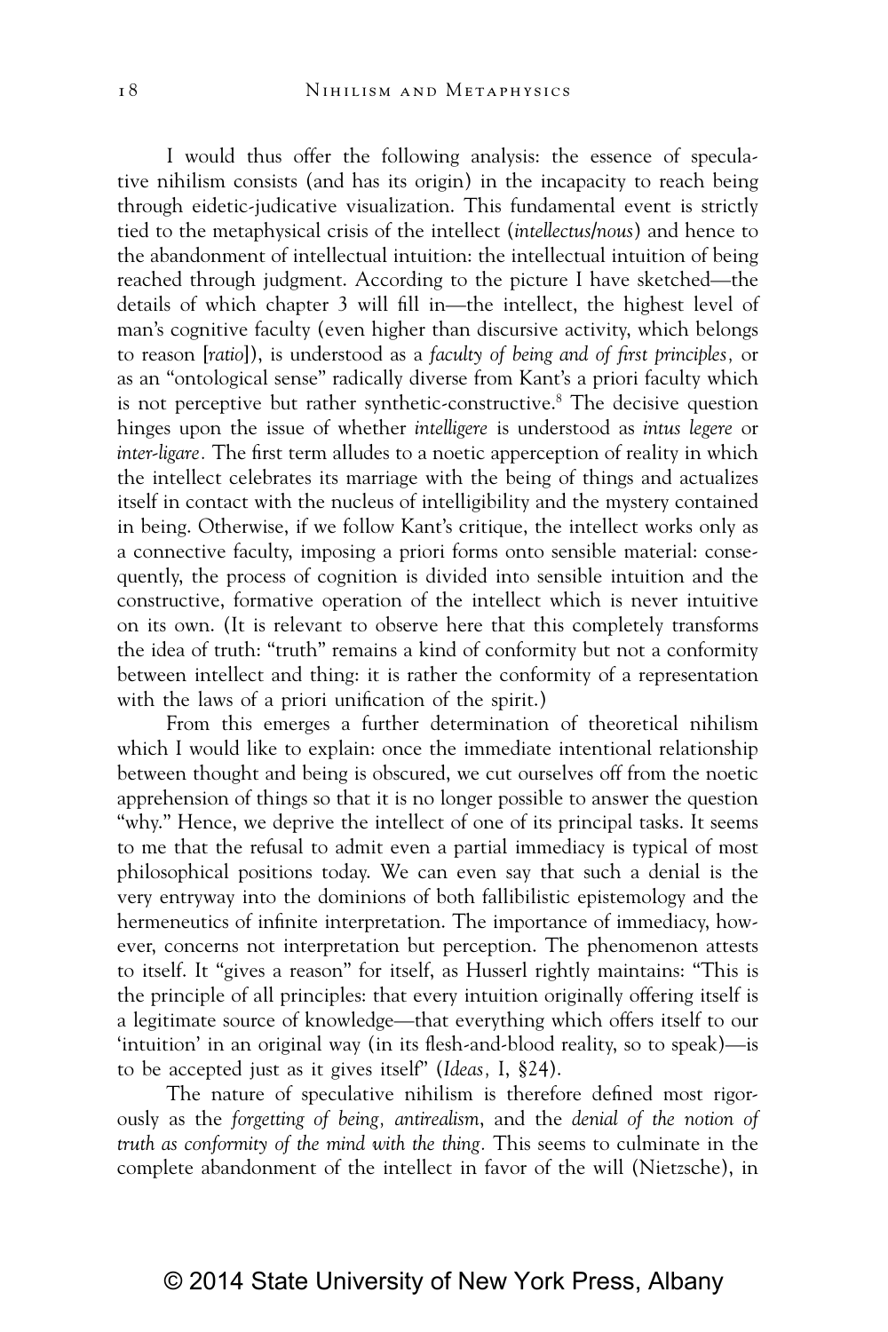I would thus offer the following analysis: the essence of speculative nihilism consists (and has its origin) in the incapacity to reach being through eidetic-judicative visualization. This fundamental event is strictly tied to the metaphysical crisis of the intellect (*intellectus/nous*) and hence to the abandonment of intellectual intuition: the intellectual intuition of being reached through judgment. According to the picture I have sketched—the details of which chapter 3 will fill in—the intellect, the highest level of man's cognitive faculty (even higher than discursive activity, which belongs to reason [*ratio*]), is understood as a *faculty of being and of first principles*, or as an "ontological sense" radically diverse from Kant's a priori faculty which is not perceptive but rather synthetic-constructive.[8] The decisive question hinges upon the issue of whether *intelligere* is understood as *intus legere* or *inter-ligare*. The first term alludes to a noetic apperception of reality in which the intellect celebrates its marriage with the being of things and actualizes itself in contact with the nucleus of intelligibility and the mystery contained in being. Otherwise, if we follow Kant's critique, the intellect works only as a connective faculty, imposing a priori forms onto sensible material: consequently, the process of cognition is divided into sensible intuition and the constructive, formative operation of the intellect which is never intuitive on its own. (It is relevant to observe here that this completely transforms the idea of truth: "truth" remains a kind of conformity but not a conformity between intellect and thing: it is rather the conformity of a representation with the laws of a priori unification of the spirit.)

From this emerges a further determination of theoretical nihilism which I would like to explain: once the immediate intentional relationship between thought and being is obscured, we cut ourselves off from the noetic apprehension of things so that it is no longer possible to answer the question "why." Hence, we deprive the intellect of one of its principal tasks. It seems to me that the refusal to admit even a partial immediacy is typical of most philosophical positions today. We can even say that such a denial is the very entryway into the dominions of both fallibilistic epistemology and the hermeneutics of infinite interpretation. The importance of immediacy, however, concerns not interpretation but perception. The phenomenon attests to itself. It "gives a reason" for itself, as Husserl rightly maintains: "This is the principle of all principles: that every intuition originally offering itself is a legitimate source of knowledge—that everything which offers itself to our 'intuition' in an original way (in its flesh-and-blood reality, so to speak)—is to be accepted just as it gives itself" (*Ideas*, I, §24).

The nature of speculative nihilism is therefore defined most rigorously as the *forgetting of being*, *antirealism*, and the *denial of the notion of truth as conformity of the mind with the thing*. This seems to culminate in the complete abandonment of the intellect in favor of the will (Nietzsche), in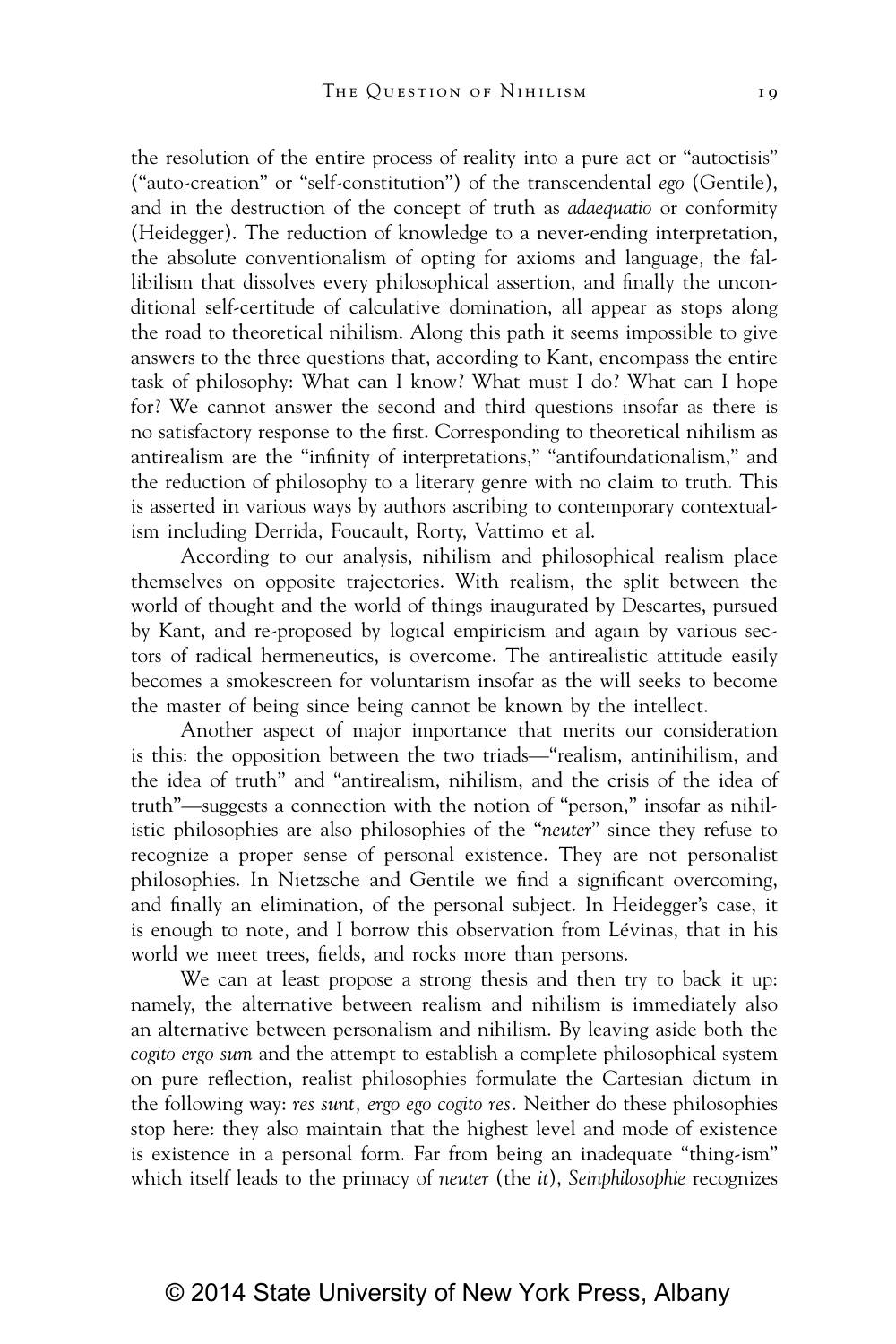the resolution of the entire process of reality into a pure act or "autoctisis" ("auto-creation" or "self-constitution") of the transcendental *ego* (Gentile), and in the destruction of the concept of truth as *adaequatio* or conformity (Heidegger). The reduction of knowledge to a never-ending interpretation, the absolute conventionalism of opting for axioms and language, the fallibilism that dissolves every philosophical assertion, and finally the unconditional self-certitude of calculative domination, all appear as stops along the road to theoretical nihilism. Along this path it seems impossible to give answers to the three questions that, according to Kant, encompass the entire task of philosophy: What can I know? What must I do? What can I hope for? We cannot answer the second and third questions insofar as there is no satisfactory response to the first. Corresponding to theoretical nihilism as antirealism are the "infinity of interpretations," "antifoundationalism," and the reduction of philosophy to a literary genre with no claim to truth. This is asserted in various ways by authors ascribing to contemporary contextualism including Derrida, Foucault, Rorty, Vattimo et al.

According to our analysis, nihilism and philosophical realism place themselves on opposite trajectories. With realism, the split between the world of thought and the world of things inaugurated by Descartes, pursued by Kant, and re-proposed by logical empiricism and again by various sectors of radical hermeneutics, is overcome. The antirealistic attitude easily becomes a smokescreen for voluntarism insofar as the will seeks to become the master of being since being cannot be known by the intellect.

Another aspect of major importance that merits our consideration is this: the opposition between the two triads—"realism, antinihilism, and the idea of truth" and "antirealism, nihilism, and the crisis of the idea of truth"—suggests a connection with the notion of "person," insofar as nihilistic philosophies are also philosophies of the "*neuter*" since they refuse to recognize a proper sense of personal existence. They are not personalist philosophies. In Nietzsche and Gentile we find a significant overcoming, and finally an elimination, of the personal subject. In Heidegger's case, it is enough to note, and I borrow this observation from Lévinas, that in his world we meet trees, fields, and rocks more than persons.

We can at least propose a strong thesis and then try to back it up: namely, the alternative between realism and nihilism is immediately also an alternative between personalism and nihilism. By leaving aside both the *cogito ergo sum* and the attempt to establish a complete philosophical system on pure reflection, realist philosophies formulate the Cartesian dictum in the following way: *res sunt, ergo ego cogito res*. Neither do these philosophies stop here: they also maintain that the highest level and mode of existence is existence in a personal form. Far from being an inadequate "thing-ism" which itself leads to the primacy of *neuter* (the *it*), *Seinphilosophie* recognizes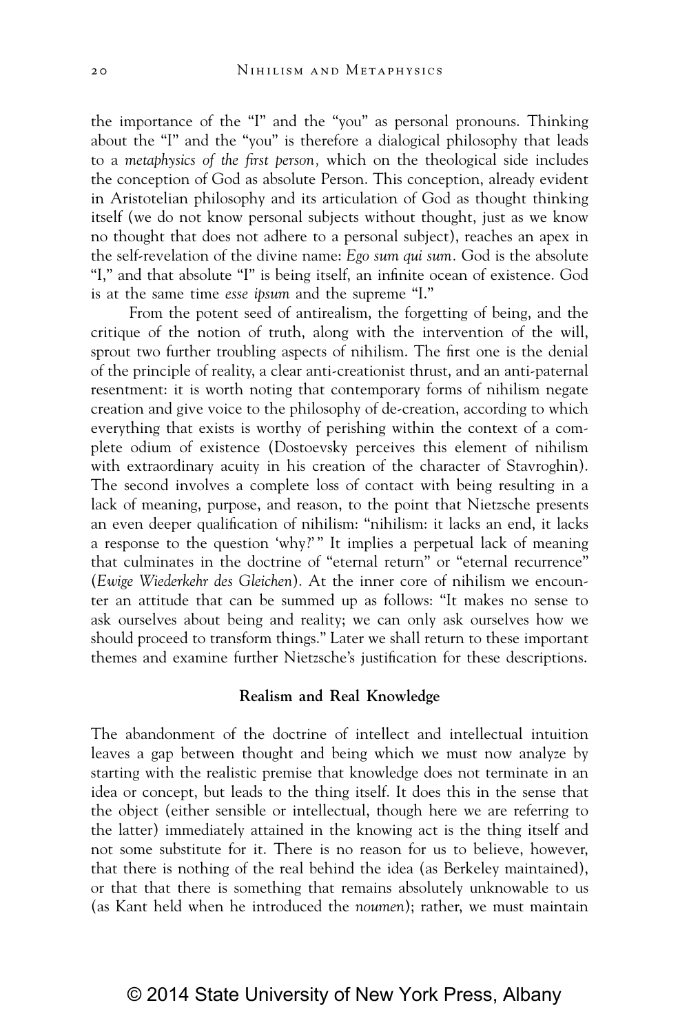the importance of the "I" and the "you" as personal pronouns. Thinking about the "I" and the "you" is therefore a dialogical philosophy that leads to a *metaphysics of the first person*, which on the theological side includes the conception of God as absolute Person. This conception, already evident in Aristotelian philosophy and its articulation of God as thought thinking itself (we do not know personal subjects without thought, just as we know no thought that does not adhere to a personal subject), reaches an apex in the self-revelation of the divine name: *Ego sum qui sum*. God is the absolute "I," and that absolute "I" is being itself, an infinite ocean of existence. God is at the same time *esse ipsum* and the supreme "I."

From the potent seed of antirealism, the forgetting of being, and the critique of the notion of truth, along with the intervention of the will, sprout two further troubling aspects of nihilism. The first one is the denial of the principle of reality, a clear anti-creationist thrust, and an anti-paternal resentment: it is worth noting that contemporary forms of nihilism negate creation and give voice to the philosophy of de-creation, according to which everything that exists is worthy of perishing within the context of a complete odium of existence (Dostoevsky perceives this element of nihilism with extraordinary acuity in his creation of the character of Stavroghin). The second involves a complete loss of contact with being resulting in a lack of meaning, purpose, and reason, to the point that Nietzsche presents an even deeper qualification of nihilism: "nihilism: it lacks an end, it lacks a response to the question 'why?'" It implies a perpetual lack of meaning that culminates in the doctrine of "eternal return" or "eternal recurrence" (*Ewige Wiederkehr des Gleichen*). At the inner core of nihilism we encounter an attitude that can be summed up as follows: "It makes no sense to ask ourselves about being and reality; we can only ask ourselves how we should proceed to transform things." Later we shall return to these important themes and examine further Nietzsche's justification for these descriptions.

### Realism and Real Knowledge

The abandonment of the doctrine of intellect and intellectual intuition leaves a gap between thought and being which we must now analyze by starting with the realistic premise that knowledge does not terminate in an idea or concept, but leads to the thing itself. It does this in the sense that the object (either sensible or intellectual, though here we are referring to the latter) immediately attained in the knowing act is the thing itself and not some substitute for it. There is no reason for us to believe, however, that there is nothing of the real behind the idea (as Berkeley maintained), or that that there is something that remains absolutely unknowable to us (as Kant held when he introduced the *noumen*); rather, we must maintain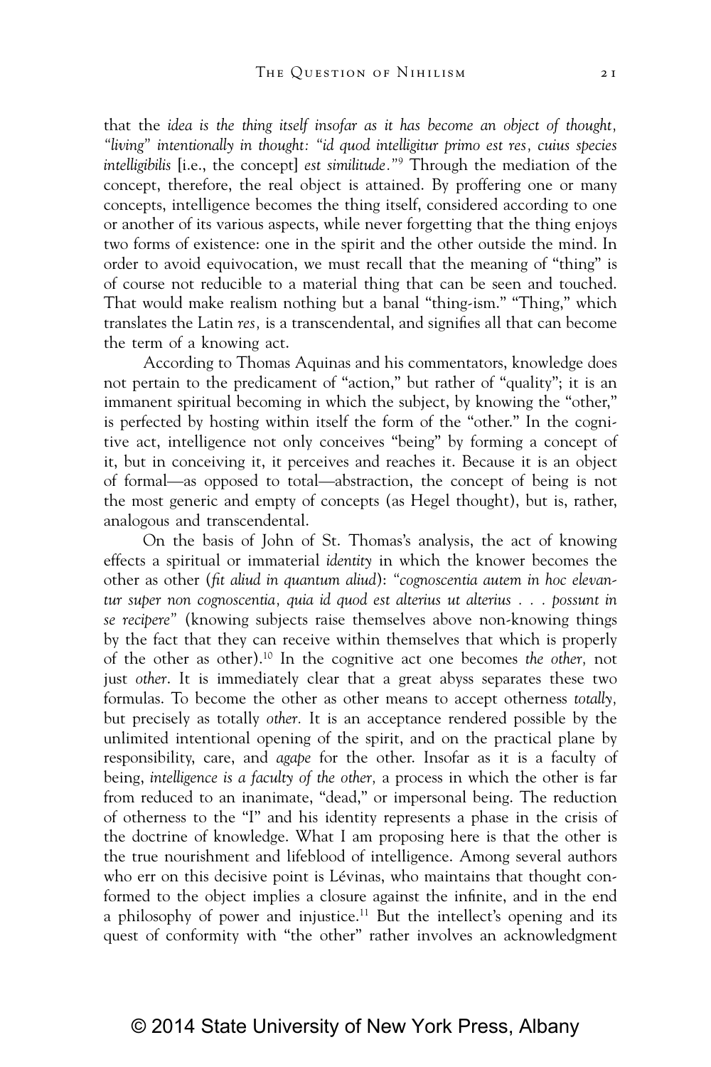that the *idea is the thing itself insofar as it has become an object of thought, "living" intentionally in thought: "id quod intelligitur primo est res, cuius species intelligibilis* [i.e., the concept] *est similitude*."[9] Through the mediation of the concept, therefore, the real object is attained. By proffering one or many concepts, intelligence becomes the thing itself, considered according to one or another of its various aspects, while never forgetting that the thing enjoys two forms of existence: one in the spirit and the other outside the mind. In order to avoid equivocation, we must recall that the meaning of "thing" is of course not reducible to a material thing that can be seen and touched. That would make realism nothing but a banal "thing-ism." "Thing," which translates the Latin *res,* is a transcendental, and signifies all that can become the term of a knowing act.

According to Thomas Aquinas and his commentators, knowledge does not pertain to the predicament of "action," but rather of "quality"; it is an immanent spiritual becoming in which the subject, by knowing the "other," is perfected by hosting within itself the form of the "other." In the cognitive act, intelligence not only conceives "being" by forming a concept of it, but in conceiving it, it perceives and reaches it. Because it is an object of formal—as opposed to total—abstraction, the concept of being is not the most generic and empty of concepts (as Hegel thought), but is, rather, analogous and transcendental.

On the basis of John of St. Thomas's analysis, the act of knowing effects a spiritual or immaterial *identity* in which the knower becomes the other as other (*fit aliud in quantum aliud*): "*cognoscentia autem in hoc elevantur super non cognoscentia, quia id quod est alterius ut alterius . . . possunt in se recipere*" (knowing subjects raise themselves above non-knowing things by the fact that they can receive within themselves that which is properly of the other as other).[10] In the cognitive act one becomes *the other,* not just *other*. It is immediately clear that a great abyss separates these two formulas. To become the other as other means to accept otherness *totally,* but precisely as totally *other.* It is an acceptance rendered possible by the unlimited intentional opening of the spirit, and on the practical plane by responsibility, care, and *agape* for the other. Insofar as it is a faculty of being, *intelligence is a faculty of the other,* a process in which the other is far from reduced to an inanimate, "dead," or impersonal being. The reduction of otherness to the "I" and his identity represents a phase in the crisis of the doctrine of knowledge. What I am proposing here is that the other is the true nourishment and lifeblood of intelligence. Among several authors who err on this decisive point is Lévinas, who maintains that thought conformed to the object implies a closure against the infinite, and in the end a philosophy of power and injustice.[11] But the intellect's opening and its quest of conformity with "the other" rather involves an acknowledgment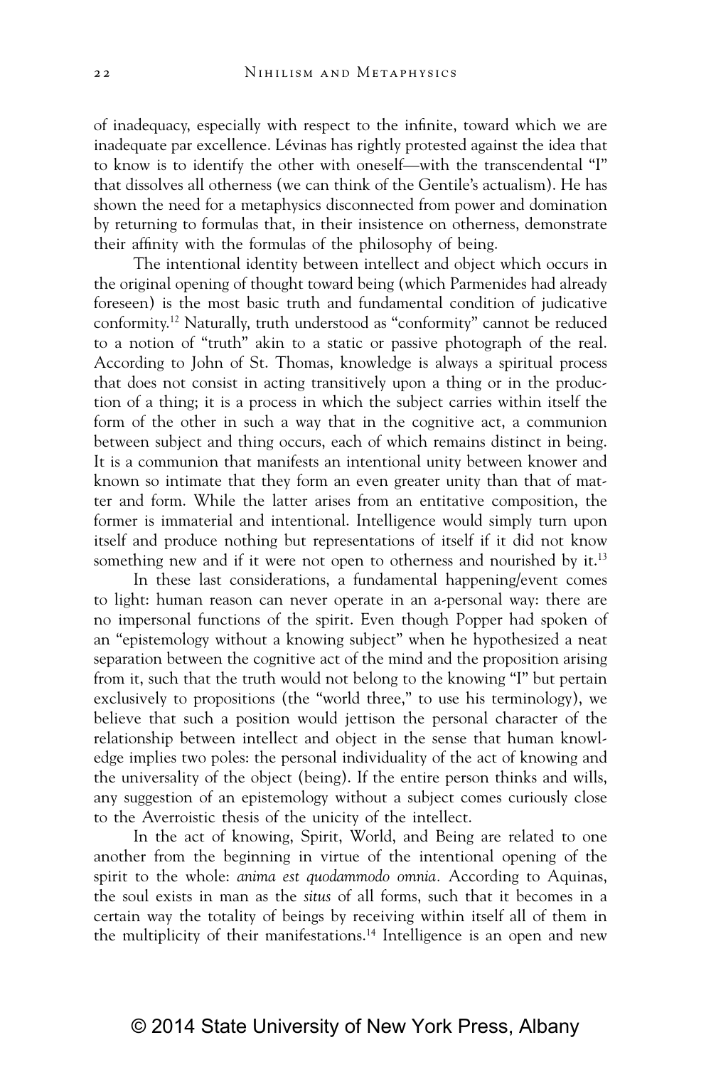of inadequacy, especially with respect to the infinite, toward which we are inadequate par excellence. Lévinas has rightly protested against the idea that to know is to identify the other with oneself—with the transcendental "I" that dissolves all otherness (we can think of the Gentile's actualism). He has shown the need for a metaphysics disconnected from power and domination by returning to formulas that, in their insistence on otherness, demonstrate their affinity with the formulas of the philosophy of being.

The intentional identity between intellect and object which occurs in the original opening of thought toward being (which Parmenides had already foreseen) is the most basic truth and fundamental condition of judicative conformity.[12] Naturally, truth understood as "conformity" cannot be reduced to a notion of "truth" akin to a static or passive photograph of the real. According to John of St. Thomas, knowledge is always a spiritual process that does not consist in acting transitively upon a thing or in the production of a thing; it is a process in which the subject carries within itself the form of the other in such a way that in the cognitive act, a communion between subject and thing occurs, each of which remains distinct in being. It is a communion that manifests an intentional unity between knower and known so intimate that they form an even greater unity than that of matter and form. While the latter arises from an entitative composition, the former is immaterial and intentional. Intelligence would simply turn upon itself and produce nothing but representations of itself if it did not know something new and if it were not open to otherness and nourished by it.[13]

In these last considerations, a fundamental happening/event comes to light: human reason can never operate in an a-personal way: there are no impersonal functions of the spirit. Even though Popper had spoken of an "epistemology without a knowing subject" when he hypothesized a neat separation between the cognitive act of the mind and the proposition arising from it, such that the truth would not belong to the knowing "I" but pertain exclusively to propositions (the "world three," to use his terminology), we believe that such a position would jettison the personal character of the relationship between intellect and object in the sense that human knowledge implies two poles: the personal individuality of the act of knowing and the universality of the object (being). If the entire person thinks and wills, any suggestion of an epistemology without a subject comes curiously close to the Averroistic thesis of the unicity of the intellect.

In the act of knowing, Spirit, World, and Being are related to one another from the beginning in virtue of the intentional opening of the spirit to the whole: *anima est quodammodo omnia*. According to Aquinas, the soul exists in man as the *situs* of all forms, such that it becomes in a certain way the totality of beings by receiving within itself all of them in the multiplicity of their manifestations.[14] Intelligence is an open and new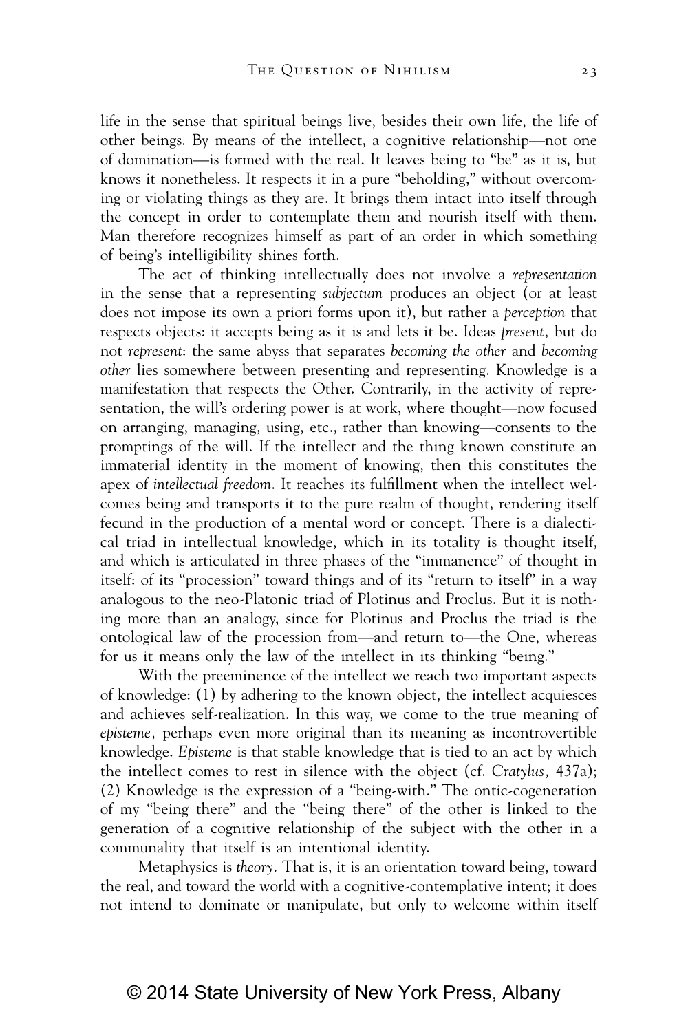life in the sense that spiritual beings live, besides their own life, the life of other beings. By means of the intellect, a cognitive relationship—not one of domination—is formed with the real. It leaves being to "be" as it is, but knows it nonetheless. It respects it in a pure "beholding," without overcoming or violating things as they are. It brings them intact into itself through the concept in order to contemplate them and nourish itself with them. Man therefore recognizes himself as part of an order in which something of being's intelligibility shines forth.

The act of thinking intellectually does not involve a *representation* in the sense that a representing *subjectum* produces an object (or at least does not impose its own a priori forms upon it), but rather a *perception* that respects objects: it accepts being as it is and lets it be. Ideas *present,* but do not *represent*: the same abyss that separates *becoming the other* and *becoming other* lies somewhere between presenting and representing. Knowledge is a manifestation that respects the Other. Contrarily, in the activity of representation, the will's ordering power is at work, where thought—now focused on arranging, managing, using, etc., rather than knowing—consents to the promptings of the will. If the intellect and the thing known constitute an immaterial identity in the moment of knowing, then this constitutes the apex of *intellectual freedom*. It reaches its fulfillment when the intellect welcomes being and transports it to the pure realm of thought, rendering itself fecund in the production of a mental word or concept. There is a dialectical triad in intellectual knowledge, which in its totality is thought itself, and which is articulated in three phases of the "immanence" of thought in itself: of its "procession" toward things and of its "return to itself" in a way analogous to the neo-Platonic triad of Plotinus and Proclus. But it is nothing more than an analogy, since for Plotinus and Proclus the triad is the ontological law of the procession from—and return to—the One, whereas for us it means only the law of the intellect in its thinking "being."

With the preeminence of the intellect we reach two important aspects of knowledge: (1) by adhering to the known object, the intellect acquiesces and achieves self-realization. In this way, we come to the true meaning of *episteme,* perhaps even more original than its meaning as incontrovertible knowledge. *Episteme* is that stable knowledge that is tied to an act by which the intellect comes to rest in silence with the object (cf. *Cratylus,* 437a); (2) Knowledge is the expression of a "being-with." The ontic-cogeneration of my "being there" and the "being there" of the other is linked to the generation of a cognitive relationship of the subject with the other in a communality that itself is an intentional identity.

Metaphysics is *theory.* That is, it is an orientation toward being, toward the real, and toward the world with a cognitive-contemplative intent; it does not intend to dominate or manipulate, but only to welcome within itself

© 2014 State University of New York Press, Albany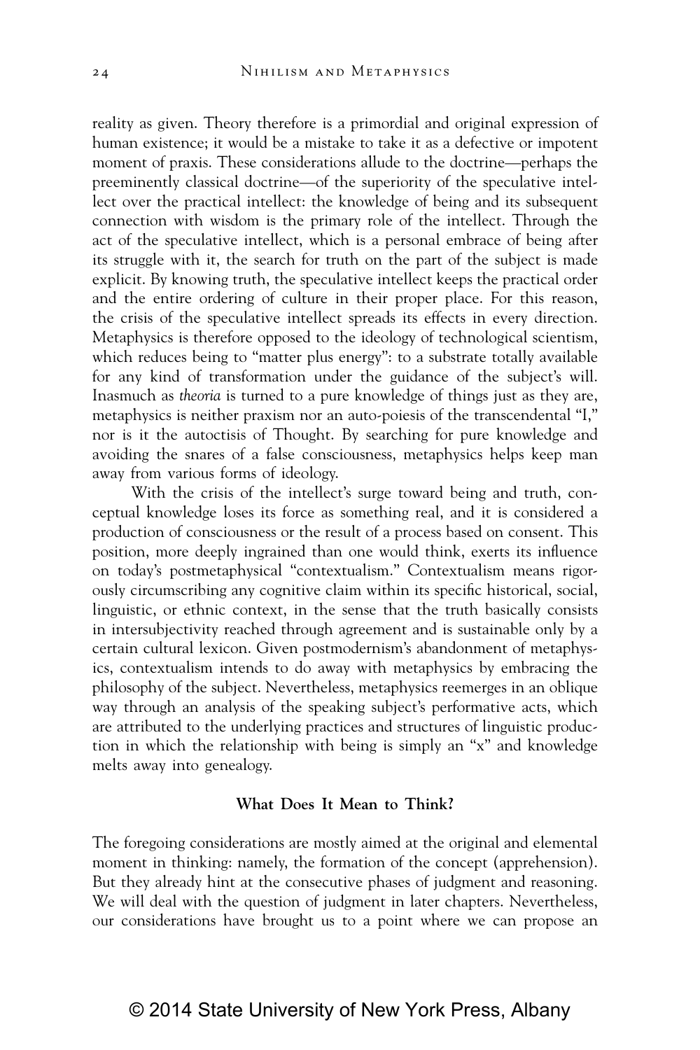reality as given. Theory therefore is a primordial and original expression of human existence; it would be a mistake to take it as a defective or impotent moment of praxis. These considerations allude to the doctrine—perhaps the preeminently classical doctrine—of the superiority of the speculative intellect over the practical intellect: the knowledge of being and its subsequent connection with wisdom is the primary role of the intellect. Through the act of the speculative intellect, which is a personal embrace of being after its struggle with it, the search for truth on the part of the subject is made explicit. By knowing truth, the speculative intellect keeps the practical order and the entire ordering of culture in their proper place. For this reason, the crisis of the speculative intellect spreads its effects in every direction. Metaphysics is therefore opposed to the ideology of technological scientism, which reduces being to "matter plus energy": to a substrate totally available for any kind of transformation under the guidance of the subject's will. Inasmuch as *theoria* is turned to a pure knowledge of things just as they are, metaphysics is neither praxism nor an auto-poiesis of the transcendental "I," nor is it the autoctisis of Thought. By searching for pure knowledge and avoiding the snares of a false consciousness, metaphysics helps keep man away from various forms of ideology.

With the crisis of the intellect's surge toward being and truth, conceptual knowledge loses its force as something real, and it is considered a production of consciousness or the result of a process based on consent. This position, more deeply ingrained than one would think, exerts its influence on today's postmetaphysical "contextualism." Contextualism means rigorously circumscribing any cognitive claim within its specific historical, social, linguistic, or ethnic context, in the sense that the truth basically consists in intersubjectivity reached through agreement and is sustainable only by a certain cultural lexicon. Given postmodernism's abandonment of metaphysics, contextualism intends to do away with metaphysics by embracing the philosophy of the subject. Nevertheless, metaphysics reemerges in an oblique way through an analysis of the speaking subject's performative acts, which are attributed to the underlying practices and structures of linguistic production in which the relationship with being is simply an "x" and knowledge melts away into genealogy.

### What Does It Mean to Think?

The foregoing considerations are mostly aimed at the original and elemental moment in thinking: namely, the formation of the concept (apprehension). But they already hint at the consecutive phases of judgment and reasoning. We will deal with the question of judgment in later chapters. Nevertheless, our considerations have brought us to a point where we can propose an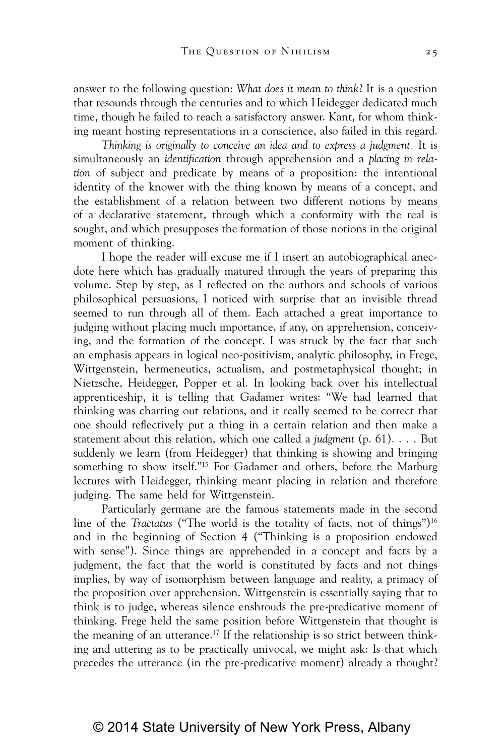answer to the following question: *What does it mean to think?* It is a question that resounds through the centuries and to which Heidegger dedicated much time, though he failed to reach a satisfactory answer. Kant, for whom thinking meant hosting representations in a conscience, also failed in this regard.

*Thinking is originally to conceive an idea and to express a judgment.* It is simultaneously an *identification* through apprehension and a *placing in relation* of subject and predicate by means of a proposition: the intentional identity of the knower with the thing known by means of a concept, and the establishment of a relation between two different notions by means of a declarative statement, through which a conformity with the real is sought, and which presupposes the formation of those notions in the original moment of thinking.

I hope the reader will excuse me if I insert an autobiographical anecdote here which has gradually matured through the years of preparing this volume. Step by step, as I reflected on the authors and schools of various philosophical persuasions, I noticed with surprise that an invisible thread seemed to run through all of them. Each attached a great importance to judging without placing much importance, if any, on apprehension, conceiving, and the formation of the concept. I was struck by the fact that such an emphasis appears in logical neo-positivism, analytic philosophy, in Frege, Wittgenstein, hermeneutics, actualism, and postmetaphysical thought; in Nietzsche, Heidegger, Popper et al. In looking back over his intellectual apprenticeship, it is telling that Gadamer writes: "We had learned that thinking was charting out relations, and it really seemed to be correct that one should reflectively put a thing in a certain relation and then make a statement about this relation, which one called a *judgment* (p. 61). . . . But suddenly we learn (from Heidegger) that thinking is showing and bringing something to show itself."[15] For Gadamer and others, before the Marburg lectures with Heidegger, thinking meant placing in relation and therefore judging. The same held for Wittgenstein.

Particularly germane are the famous statements made in the second line of the *Tractatus* ("The world is the totality of facts, not of things")[16] and in the beginning of Section 4 ("Thinking is a proposition endowed with sense"). Since things are apprehended in a concept and facts by a judgment, the fact that the world is constituted by facts and not things implies, by way of isomorphism between language and reality, a primacy of the proposition over apprehension. Wittgenstein is essentially saying that to think is to judge, whereas silence enshrouds the pre-predicative moment of thinking. Frege held the same position before Wittgenstein that thought is the meaning of an utterance.[17] If the relationship is so strict between thinking and uttering as to be practically univocal, we might ask: Is that which precedes the utterance (in the pre-predicative moment) already a thought?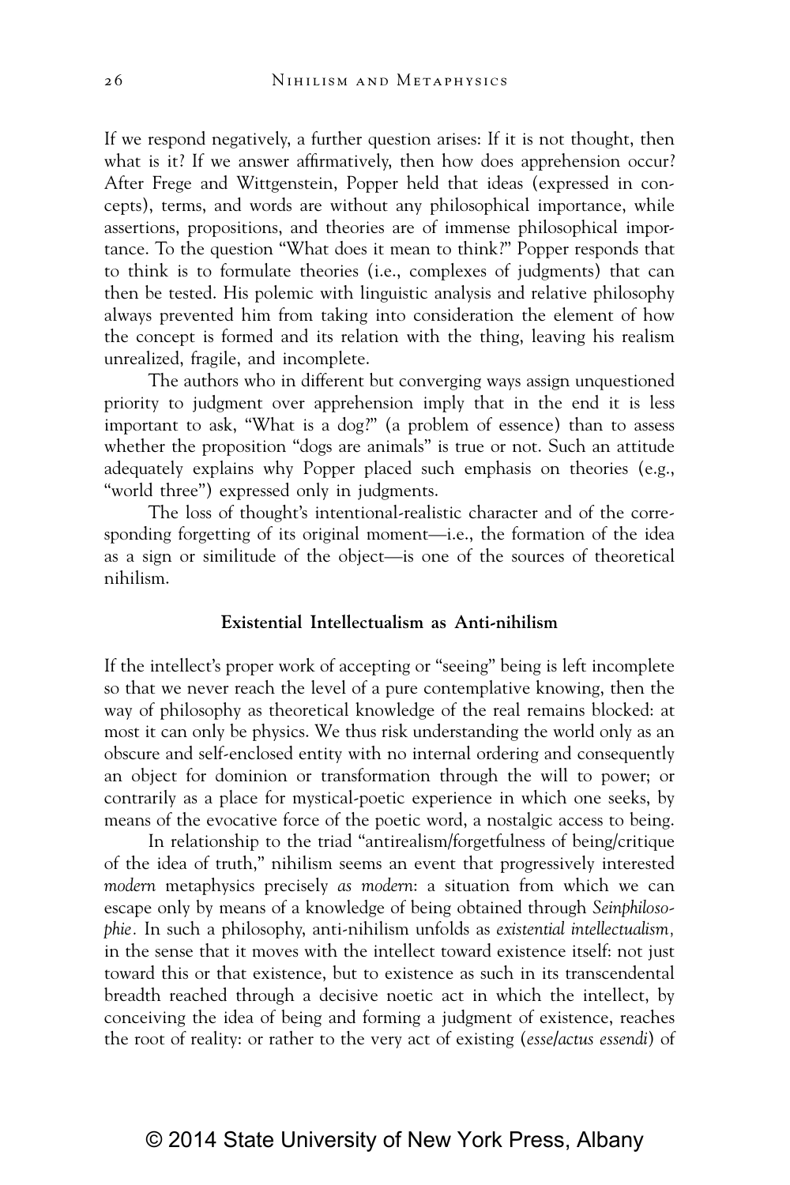If we respond negatively, a further question arises: If it is not thought, then what is it? If we answer affirmatively, then how does apprehension occur? After Frege and Wittgenstein, Popper held that ideas (expressed in concepts), terms, and words are without any philosophical importance, while assertions, propositions, and theories are of immense philosophical importance. To the question "What does it mean to think?" Popper responds that to think is to formulate theories (i.e., complexes of judgments) that can then be tested. His polemic with linguistic analysis and relative philosophy always prevented him from taking into consideration the element of how the concept is formed and its relation with the thing, leaving his realism unrealized, fragile, and incomplete.

The authors who in different but converging ways assign unquestioned priority to judgment over apprehension imply that in the end it is less important to ask, "What is a dog?" (a problem of essence) than to assess whether the proposition "dogs are animals" is true or not. Such an attitude adequately explains why Popper placed such emphasis on theories (e.g., "world three") expressed only in judgments.

The loss of thought's intentional-realistic character and of the corresponding forgetting of its original moment—i.e., the formation of the idea as a sign or similitude of the object—is one of the sources of theoretical nihilism.

### Existential Intellectualism as Anti-nihilism

If the intellect's proper work of accepting or "seeing" being is left incomplete so that we never reach the level of a pure contemplative knowing, then the way of philosophy as theoretical knowledge of the real remains blocked: at most it can only be physics. We thus risk understanding the world only as an obscure and self-enclosed entity with no internal ordering and consequently an object for dominion or transformation through the will to power; or contrarily as a place for mystical-poetic experience in which one seeks, by means of the evocative force of the poetic word, a nostalgic access to being.

In relationship to the triad "antirealism/forgetfulness of being/critique of the idea of truth," nihilism seems an event that progressively interested *modern* metaphysics precisely *as modern*: a situation from which we can escape only by means of a knowledge of being obtained through *Seinphilosophie*. In such a philosophy, anti-nihilism unfolds as *existential intellectualism*, in the sense that it moves with the intellect toward existence itself: not just toward this or that existence, but to existence as such in its transcendental breadth reached through a decisive noetic act in which the intellect, by conceiving the idea of being and forming a judgment of existence, reaches the root of reality: or rather to the very act of existing (*esse/actus essendi*) of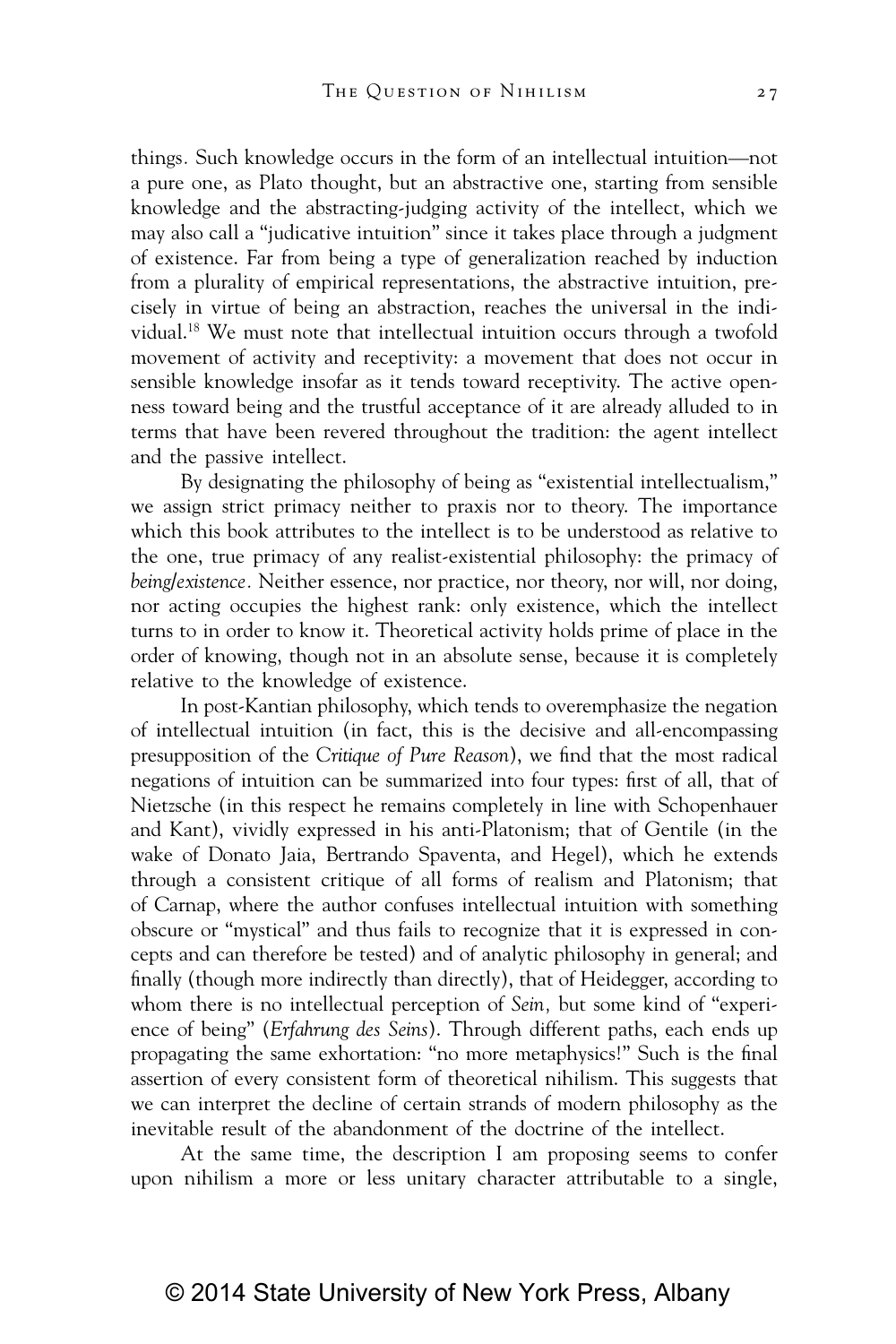things. Such knowledge occurs in the form of an intellectual intuition—not a pure one, as Plato thought, but an abstractive one, starting from sensible knowledge and the abstracting-judging activity of the intellect, which we may also call a "judicative intuition" since it takes place through a judgment of existence. Far from being a type of generalization reached by induction from a plurality of empirical representations, the abstractive intuition, precisely in virtue of being an abstraction, reaches the universal in the individual.[18] We must note that intellectual intuition occurs through a twofold movement of activity and receptivity: a movement that does not occur in sensible knowledge insofar as it tends toward receptivity. The active openness toward being and the trustful acceptance of it are already alluded to in terms that have been revered throughout the tradition: the agent intellect and the passive intellect.

By designating the philosophy of being as "existential intellectualism," we assign strict primacy neither to praxis nor to theory. The importance which this book attributes to the intellect is to be understood as relative to the one, true primacy of any realist-existential philosophy: the primacy of *being/existence*. Neither essence, nor practice, nor theory, nor will, nor doing, nor acting occupies the highest rank: only existence, which the intellect turns to in order to know it. Theoretical activity holds prime of place in the order of knowing, though not in an absolute sense, because it is completely relative to the knowledge of existence.

In post-Kantian philosophy, which tends to overemphasize the negation of intellectual intuition (in fact, this is the decisive and all-encompassing presupposition of the *Critique of Pure Reason*), we find that the most radical negations of intuition can be summarized into four types: first of all, that of Nietzsche (in this respect he remains completely in line with Schopenhauer and Kant), vividly expressed in his anti-Platonism; that of Gentile (in the wake of Donato Jaia, Bertrando Spaventa, and Hegel), which he extends through a consistent critique of all forms of realism and Platonism; that of Carnap, where the author confuses intellectual intuition with something obscure or "mystical" and thus fails to recognize that it is expressed in concepts and can therefore be tested) and of analytic philosophy in general; and finally (though more indirectly than directly), that of Heidegger, according to whom there is no intellectual perception of *Sein,* but some kind of "experience of being" (*Erfahrung des Seins*). Through different paths, each ends up propagating the same exhortation: "no more metaphysics!" Such is the final assertion of every consistent form of theoretical nihilism. This suggests that we can interpret the decline of certain strands of modern philosophy as the inevitable result of the abandonment of the doctrine of the intellect.

At the same time, the description I am proposing seems to confer upon nihilism a more or less unitary character attributable to a single,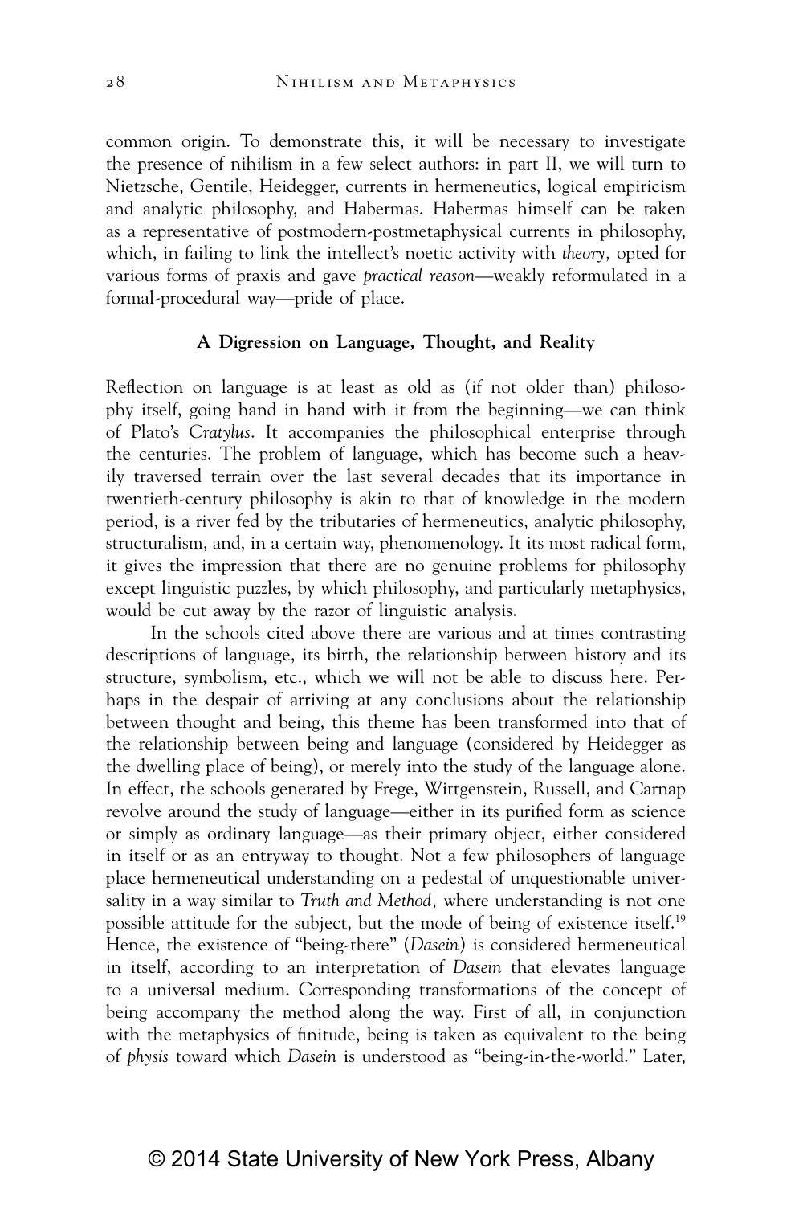common origin. To demonstrate this, it will be necessary to investigate the presence of nihilism in a few select authors: in part II, we will turn to Nietzsche, Gentile, Heidegger, currents in hermeneutics, logical empiricism and analytic philosophy, and Habermas. Habermas himself can be taken as a representative of postmodern-postmetaphysical currents in philosophy, which, in failing to link the intellect's noetic activity with *theory,* opted for various forms of praxis and gave *practical reason*—weakly reformulated in a formal-procedural way—pride of place.

### A Digression on Language, Thought, and Reality

Reflection on language is at least as old as (if not older than) philosophy itself, going hand in hand with it from the beginning—we can think of Plato's *Cratylus*. It accompanies the philosophical enterprise through the centuries. The problem of language, which has become such a heavily traversed terrain over the last several decades that its importance in twentieth-century philosophy is akin to that of knowledge in the modern period, is a river fed by the tributaries of hermeneutics, analytic philosophy, structuralism, and, in a certain way, phenomenology. It its most radical form, it gives the impression that there are no genuine problems for philosophy except linguistic puzzles, by which philosophy, and particularly metaphysics, would be cut away by the razor of linguistic analysis.

In the schools cited above there are various and at times contrasting descriptions of language, its birth, the relationship between history and its structure, symbolism, etc., which we will not be able to discuss here. Perhaps in the despair of arriving at any conclusions about the relationship between thought and being, this theme has been transformed into that of the relationship between being and language (considered by Heidegger as the dwelling place of being), or merely into the study of the language alone. In effect, the schools generated by Frege, Wittgenstein, Russell, and Carnap revolve around the study of language—either in its purified form as science or simply as ordinary language—as their primary object, either considered in itself or as an entryway to thought. Not a few philosophers of language place hermeneutical understanding on a pedestal of unquestionable universality in a way similar to *Truth and Method,* where understanding is not one possible attitude for the subject, but the mode of being of existence itself.[19] Hence, the existence of "being-there" (*Dasein*) is considered hermeneutical in itself, according to an interpretation of *Dasein* that elevates language to a universal medium. Corresponding transformations of the concept of being accompany the method along the way. First of all, in conjunction with the metaphysics of finitude, being is taken as equivalent to the being of *physis* toward which *Dasein* is understood as "being-in-the-world." Later,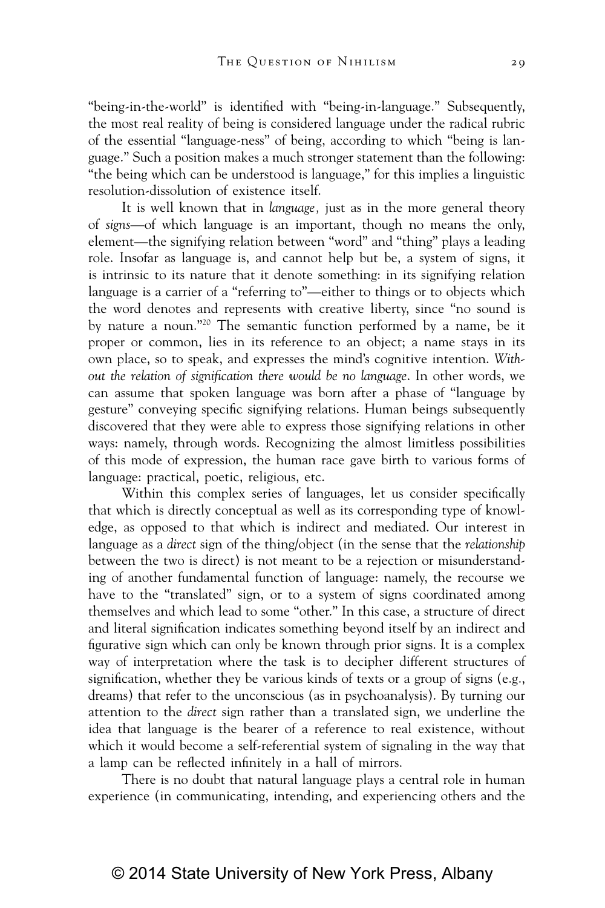"being-in-the-world" is identified with "being-in-language." Subsequently, the most real reality of being is considered language under the radical rubric of the essential "language-ness" of being, according to which "being is language." Such a position makes a much stronger statement than the following: "the being which can be understood is language," for this implies a linguistic resolution-dissolution of existence itself.

It is well known that in *language,* just as in the more general theory of *signs*—of which language is an important, though no means the only, element—the signifying relation between "word" and "thing" plays a leading role. Insofar as language is, and cannot help but be, a system of signs, it is intrinsic to its nature that it denote something: in its signifying relation language is a carrier of a "referring to"—either to things or to objects which the word denotes and represents with creative liberty, since "no sound is by nature a noun."[20] The semantic function performed by a name, be it proper or common, lies in its reference to an object; a name stays in its own place, so to speak, and expresses the mind's cognitive intention. *Without the relation of signification there would be no language*. In other words, we can assume that spoken language was born after a phase of "language by gesture" conveying specific signifying relations. Human beings subsequently discovered that they were able to express those signifying relations in other ways: namely, through words. Recognizing the almost limitless possibilities of this mode of expression, the human race gave birth to various forms of language: practical, poetic, religious, etc.

Within this complex series of languages, let us consider specifically that which is directly conceptual as well as its corresponding type of knowledge, as opposed to that which is indirect and mediated. Our interest in language as a *direct* sign of the thing/object (in the sense that the *relationship* between the two is direct) is not meant to be a rejection or misunderstanding of another fundamental function of language: namely, the recourse we have to the "translated" sign, or to a system of signs coordinated among themselves and which lead to some "other." In this case, a structure of direct and literal signification indicates something beyond itself by an indirect and figurative sign which can only be known through prior signs. It is a complex way of interpretation where the task is to decipher different structures of signification, whether they be various kinds of texts or a group of signs (e.g., dreams) that refer to the unconscious (as in psychoanalysis). By turning our attention to the *direct* sign rather than a translated sign, we underline the idea that language is the bearer of a reference to real existence, without which it would become a self-referential system of signaling in the way that a lamp can be reflected infinitely in a hall of mirrors.

There is no doubt that natural language plays a central role in human experience (in communicating, intending, and experiencing others and the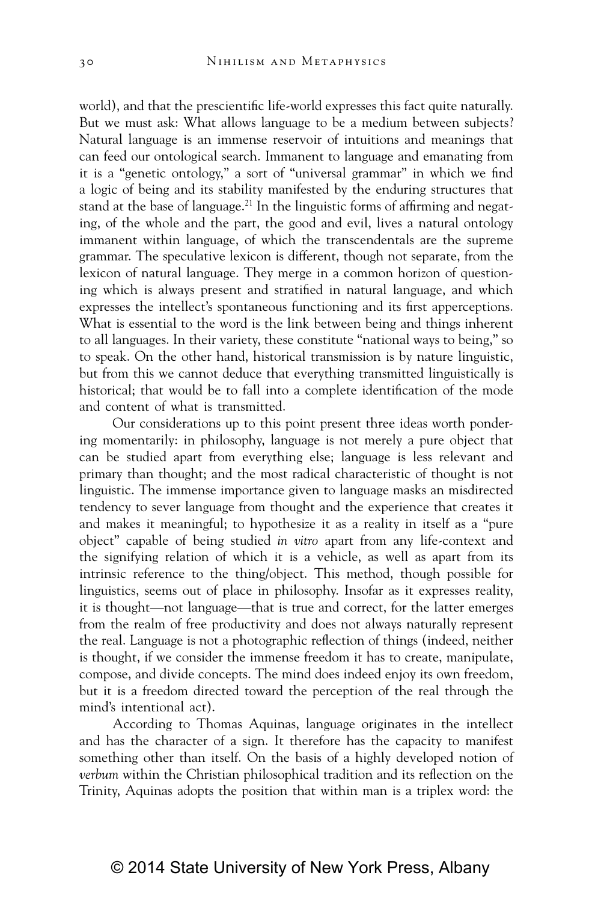world), and that the prescientific life-world expresses this fact quite naturally. But we must ask: What allows language to be a medium between subjects? Natural language is an immense reservoir of intuitions and meanings that can feed our ontological search. Immanent to language and emanating from it is a "genetic ontology," a sort of "universal grammar" in which we find a logic of being and its stability manifested by the enduring structures that stand at the base of language.[21] In the linguistic forms of affirming and negating, of the whole and the part, the good and evil, lives a natural ontology immanent within language, of which the transcendentals are the supreme grammar. The speculative lexicon is different, though not separate, from the lexicon of natural language. They merge in a common horizon of questioning which is always present and stratified in natural language, and which expresses the intellect's spontaneous functioning and its first apperceptions. What is essential to the word is the link between being and things inherent to all languages. In their variety, these constitute "national ways to being," so to speak. On the other hand, historical transmission is by nature linguistic, but from this we cannot deduce that everything transmitted linguistically is historical; that would be to fall into a complete identification of the mode and content of what is transmitted.

Our considerations up to this point present three ideas worth pondering momentarily: in philosophy, language is not merely a pure object that can be studied apart from everything else; language is less relevant and primary than thought; and the most radical characteristic of thought is not linguistic. The immense importance given to language masks an misdirected tendency to sever language from thought and the experience that creates it and makes it meaningful; to hypothesize it as a reality in itself as a "pure object" capable of being studied *in vitro* apart from any life-context and the signifying relation of which it is a vehicle, as well as apart from its intrinsic reference to the thing/object. This method, though possible for linguistics, seems out of place in philosophy. Insofar as it expresses reality, it is thought—not language—that is true and correct, for the latter emerges from the realm of free productivity and does not always naturally represent the real. Language is not a photographic reflection of things (indeed, neither is thought, if we consider the immense freedom it has to create, manipulate, compose, and divide concepts. The mind does indeed enjoy its own freedom, but it is a freedom directed toward the perception of the real through the mind's intentional act).

According to Thomas Aquinas, language originates in the intellect and has the character of a sign. It therefore has the capacity to manifest something other than itself. On the basis of a highly developed notion of *verbum* within the Christian philosophical tradition and its reflection on the Trinity, Aquinas adopts the position that within man is a triplex word: the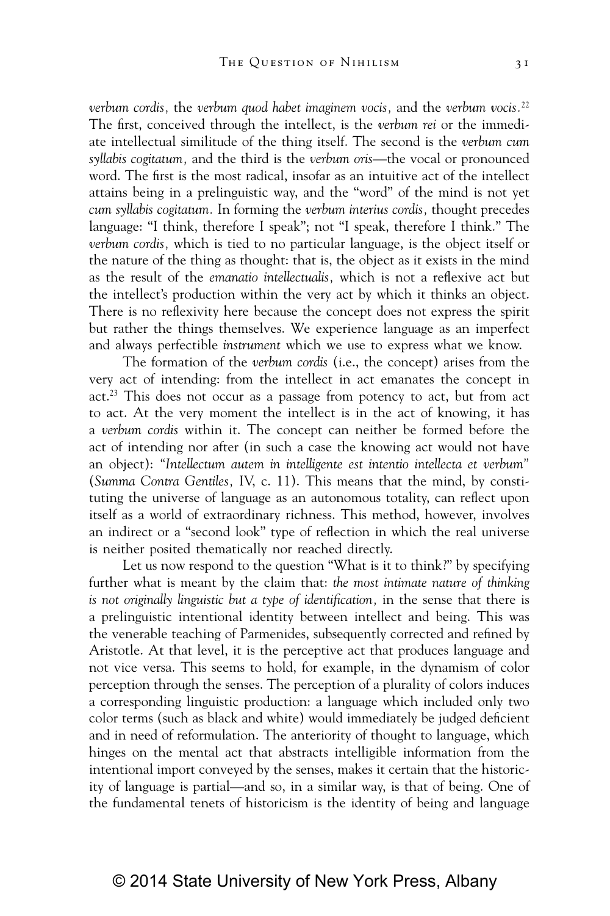*verbum cordis*, the *verbum quod habet imaginem vocis*, and the *verbum vocis*.[22] The first, conceived through the intellect, is the *verbum rei* or the immediate intellectual similitude of the thing itself. The second is the *verbum cum syllabis cogitatum*, and the third is the *verbum oris*—the vocal or pronounced word. The first is the most radical, insofar as an intuitive act of the intellect attains being in a prelinguistic way, and the "word" of the mind is not yet *cum syllabis cogitatum*. In forming the *verbum interius cordis*, thought precedes language: "I think, therefore I speak"; not "I speak, therefore I think." The *verbum cordis*, which is tied to no particular language, is the object itself or the nature of the thing as thought: that is, the object as it exists in the mind as the result of the *emanatio intellectualis*, which is not a reflexive act but the intellect's production within the very act by which it thinks an object. There is no reflexivity here because the concept does not express the spirit but rather the things themselves. We experience language as an imperfect and always perfectible *instrument* which we use to express what we know.

The formation of the *verbum cordis* (i.e., the concept) arises from the very act of intending: from the intellect in act emanates the concept in act.[23] This does not occur as a passage from potency to act, but from act to act. At the very moment the intellect is in the act of knowing, it has a *verbum cordis* within it. The concept can neither be formed before the act of intending nor after (in such a case the knowing act would not have an object): "*Intellectum autem in intelligente est intentio intellecta et verbum*" (*Summa Contra Gentiles*, IV, c. 11). This means that the mind, by constituting the universe of language as an autonomous totality, can reflect upon itself as a world of extraordinary richness. This method, however, involves an indirect or a "second look" type of reflection in which the real universe is neither posited thematically nor reached directly.

Let us now respond to the question "What is it to think?" by specifying further what is meant by the claim that: *the most intimate nature of thinking is not originally linguistic but a type of identification*, in the sense that there is a prelinguistic intentional identity between intellect and being. This was the venerable teaching of Parmenides, subsequently corrected and refined by Aristotle. At that level, it is the perceptive act that produces language and not vice versa. This seems to hold, for example, in the dynamism of color perception through the senses. The perception of a plurality of colors induces a corresponding linguistic production: a language which included only two color terms (such as black and white) would immediately be judged deficient and in need of reformulation. The anteriority of thought to language, which hinges on the mental act that abstracts intelligible information from the intentional import conveyed by the senses, makes it certain that the historicity of language is partial—and so, in a similar way, is that of being. One of the fundamental tenets of historicism is the identity of being and language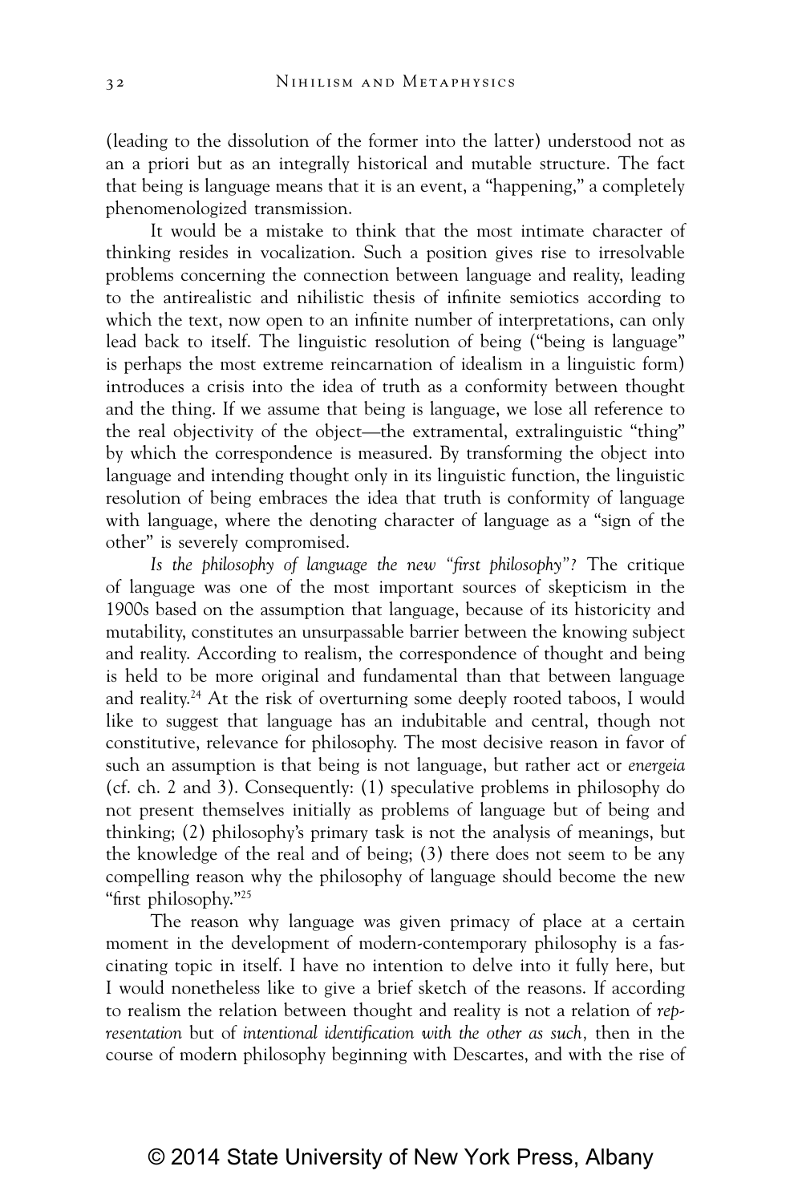(leading to the dissolution of the former into the latter) understood not as an a priori but as an integrally historical and mutable structure. The fact that being is language means that it is an event, a "happening," a completely phenomenologized transmission.

It would be a mistake to think that the most intimate character of thinking resides in vocalization. Such a position gives rise to irresolvable problems concerning the connection between language and reality, leading to the antirealistic and nihilistic thesis of infinite semiotics according to which the text, now open to an infinite number of interpretations, can only lead back to itself. The linguistic resolution of being ("being is language" is perhaps the most extreme reincarnation of idealism in a linguistic form) introduces a crisis into the idea of truth as a conformity between thought and the thing. If we assume that being is language, we lose all reference to the real objectivity of the object—the extramental, extralinguistic "thing" by which the correspondence is measured. By transforming the object into language and intending thought only in its linguistic function, the linguistic resolution of being embraces the idea that truth is conformity of language with language, where the denoting character of language as a "sign of the other" is severely compromised.

*Is the philosophy of language the new "first philosophy"?* The critique of language was one of the most important sources of skepticism in the 1900s based on the assumption that language, because of its historicity and mutability, constitutes an unsurpassable barrier between the knowing subject and reality. According to realism, the correspondence of thought and being is held to be more original and fundamental than that between language and reality.[24] At the risk of overturning some deeply rooted taboos, I would like to suggest that language has an indubitable and central, though not constitutive, relevance for philosophy. The most decisive reason in favor of such an assumption is that being is not language, but rather act or *energeia* (cf. ch. 2 and 3). Consequently: (1) speculative problems in philosophy do not present themselves initially as problems of language but of being and thinking; (2) philosophy's primary task is not the analysis of meanings, but the knowledge of the real and of being; (3) there does not seem to be any compelling reason why the philosophy of language should become the new "first philosophy."[25]

The reason why language was given primacy of place at a certain moment in the development of modern-contemporary philosophy is a fascinating topic in itself. I have no intention to delve into it fully here, but I would nonetheless like to give a brief sketch of the reasons. If according to realism the relation between thought and reality is not a relation of *representation* but of *intentional identification with the other as such,* then in the course of modern philosophy beginning with Descartes, and with the rise of